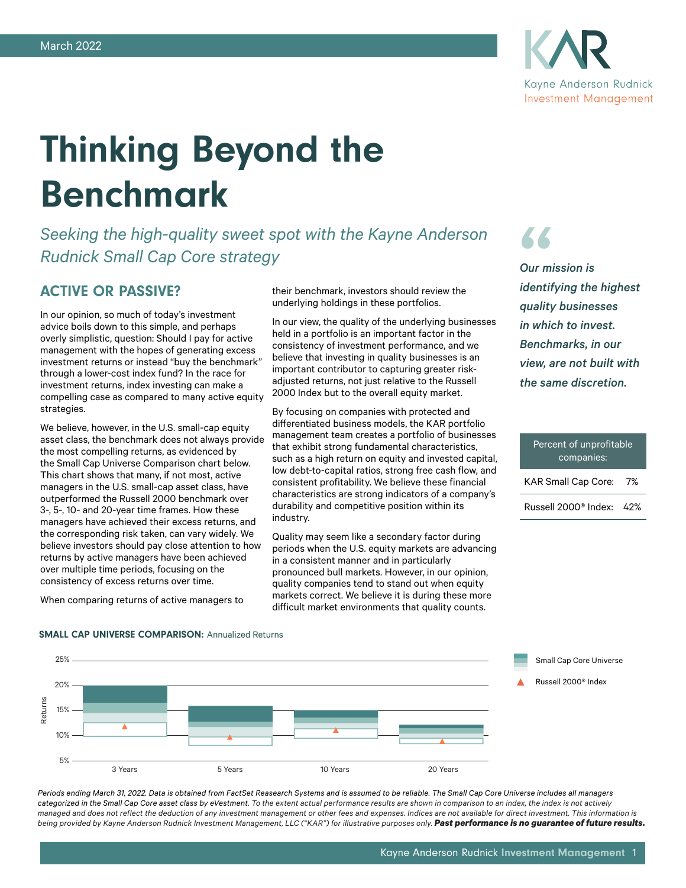March 2022

# Thinking Beyond the Benchmark

*Seeking the high-quality sweet spot with the Kayne Anderson Rudnick Small Cap Core strategy*

## ACTIVE OR PASSIVE?

In our opinion, so much of today's investment advice boils down to this simple, and perhaps overly simplistic, question: Should I pay for active management with the hopes of generating excess investment returns or instead "buy the benchmark" through a lower-cost index fund? In the race for investment returns, index investing can make a compelling case as compared to many active equity strategies.

We believe, however, in the U.S. small-cap equity asset class, the benchmark does not always provide the most compelling returns, as evidenced by the Small Cap Universe Comparison chart below. This chart shows that many, if not most, active managers in the U.S. small-cap asset class, have outperformed the Russell 2000 benchmark over 3-, 5-, 10- and 20-year time frames. How these managers have achieved their excess returns, and the corresponding risk taken, can vary widely. We believe investors should pay close attention to how returns by active managers have been achieved over multiple time periods, focusing on the consistency of excess returns over time.

When comparing returns of active managers to their benchmark, investors should review the underlying holdings in these portfolios.

In our view, the quality of the underlying businesses held in a portfolio is an important factor in the consistency of investment performance, and we believe that investing in quality businesses is an important contributor to capturing greater risk-adjusted returns, not just relative to the Russell 2000 Index but to the overall equity market.

By focusing on companies with protected and differentiated business models, the KAR portfolio management team creates a portfolio of businesses that exhibit strong fundamental characteristics, such as a high return on equity and invested capital, low debt-to-capital ratios, strong free cash flow, and consistent profitability. We believe these financial characteristics are strong indicators of a company's durability and competitive position within its industry.

Quality may seem like a secondary factor during periods when the U.S. equity markets are advancing in a consistent manner and in particularly pronounced bull markets. However, in our opinion, quality companies tend to stand out when equity markets correct. We believe it is during these more difficult market environments that quality counts.

> *Our mission is identifying the highest quality businesses in which to invest. Benchmarks, in our view, are not built with the same discretion.*

| Percent of unprofitable companies: | |
|---|---|
| KAR Small Cap Core: | 7% |
| Russell 2000® Index: | 42% |

**SMALL CAP UNIVERSE COMPARISON:** Annualized Returns

*Periods ending March 31, 2022. Data is obtained from FactSet Reasearch Systems and is assumed to be reliable. The Small Cap Core Universe includes all managers categorized in the Small Cap Core asset class by eVestment. To the extent actual performance results are shown in comparison to an index, the index is not actively managed and does not reflect the deduction of any investment management or other fees and expenses. Indices are not available for direct investment. This information is being provided by Kayne Anderson Rudnick Investment Management, LLC ("KAR") for illustrative purposes only.* ***Past performance is no guarantee of future results.***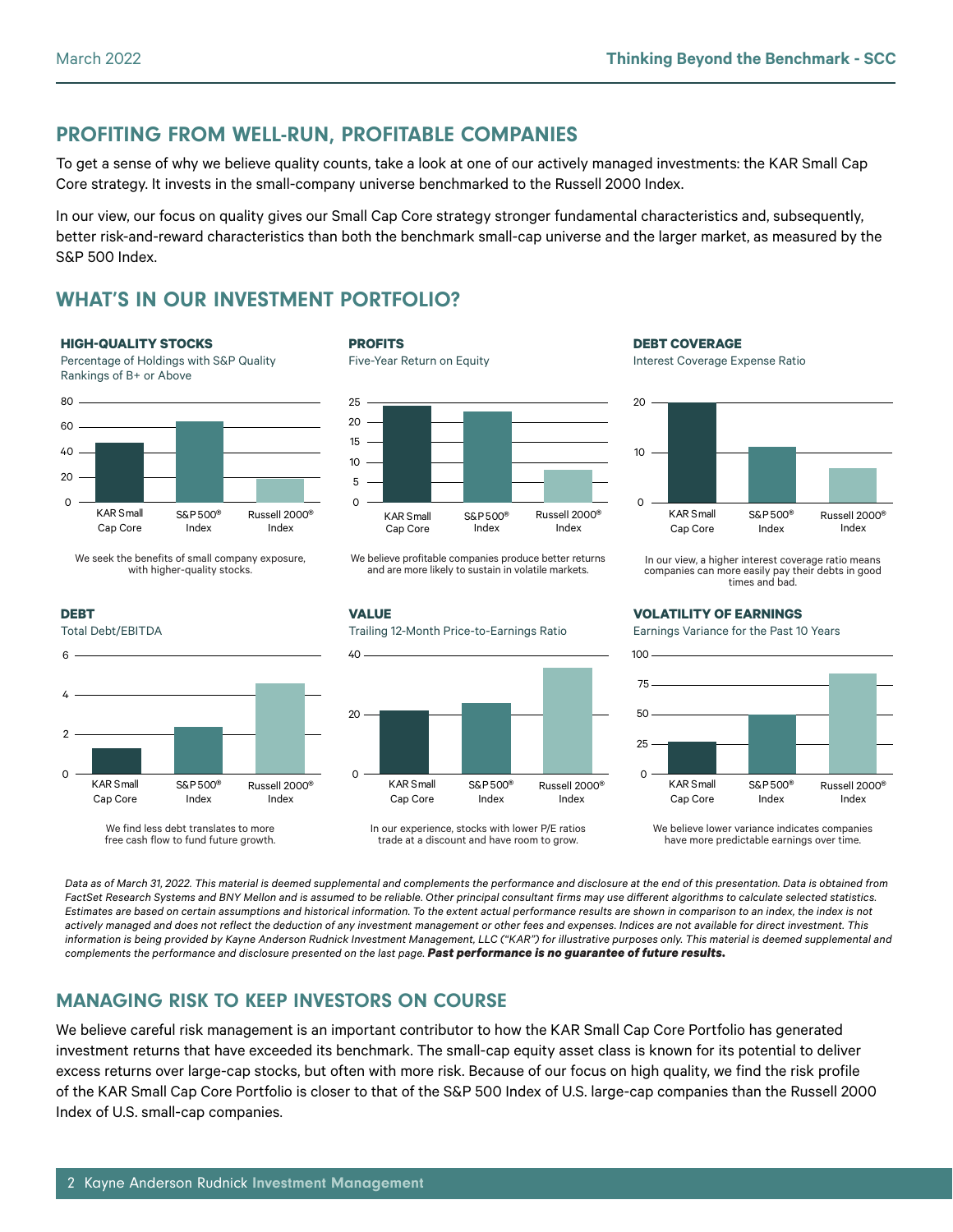## PROFITING FROM WELL-RUN, PROFITABLE COMPANIES

To get a sense of why we believe quality counts, take a look at one of our actively managed investments: the KAR Small Cap Core strategy. It invests in the small-company universe benchmarked to the Russell 2000 Index.

In our view, our focus on quality gives our Small Cap Core strategy stronger fundamental characteristics and, subsequently, better risk-and-reward characteristics than both the benchmark small-cap universe and the larger market, as measured by the S&P 500 Index.

## WHAT'S IN OUR INVESTMENT PORTFOLIO?

**HIGH-QUALITY STOCKS**

Percentage of Holdings with S&P Quality Rankings of B+ or Above

KAR Small Cap Core | S&P 500® Index | Russell 2000® Index

We seek the benefits of small company exposure, with higher-quality stocks.

**PROFITS**

Five-Year Return on Equity

KAR Small Cap Core | S&P 500® Index | Russell 2000® Index

We believe profitable companies produce better returns and are more likely to sustain in volatile markets.

**DEBT COVERAGE**

Interest Coverage Expense Ratio

KAR Small Cap Core | S&P 500® Index | Russell 2000® Index

In our view, a higher interest coverage ratio means companies can more easily pay their debts in good times and bad.

**DEBT**

Total Debt/EBITDA

KAR Small Cap Core | S&P 500® Index | Russell 2000® Index

We find less debt translates to more free cash flow to fund future growth.

**VALUE**

Trailing 12-Month Price-to-Earnings Ratio

KAR Small Cap Core | S&P 500® Index | Russell 2000® Index

In our experience, stocks with lower P/E ratios trade at a discount and have room to grow.

**VOLATILITY OF EARNINGS**

Earnings Variance for the Past 10 Years

KAR Small Cap Core | S&P 500® Index | Russell 2000® Index

We believe lower variance indicates companies have more predictable earnings over time.

*Data as of March 31, 2022. This material is deemed supplemental and complements the performance and disclosure at the end of this presentation. Data is obtained from FactSet Research Systems and BNY Mellon and is assumed to be reliable. Other principal consultant firms may use different algorithms to calculate selected statistics. Estimates are based on certain assumptions and historical information. To the extent actual performance results are shown in comparison to an index, the index is not actively managed and does not reflect the deduction of any investment management or other fees and expenses. Indices are not available for direct investment. This information is being provided by Kayne Anderson Rudnick Investment Management, LLC ("KAR") for illustrative purposes only. This material is deemed supplemental and complements the performance and disclosure presented on the last page.* ***Past performance is no guarantee of future results.***

## MANAGING RISK TO KEEP INVESTORS ON COURSE

We believe careful risk management is an important contributor to how the KAR Small Cap Core Portfolio has generated investment returns that have exceeded its benchmark. The small-cap equity asset class is known for its potential to deliver excess returns over large-cap stocks, but often with more risk. Because of our focus on high quality, we find the risk profile of the KAR Small Cap Core Portfolio is closer to that of the S&P 500 Index of U.S. large-cap companies than the Russell 2000 Index of U.S. small-cap companies.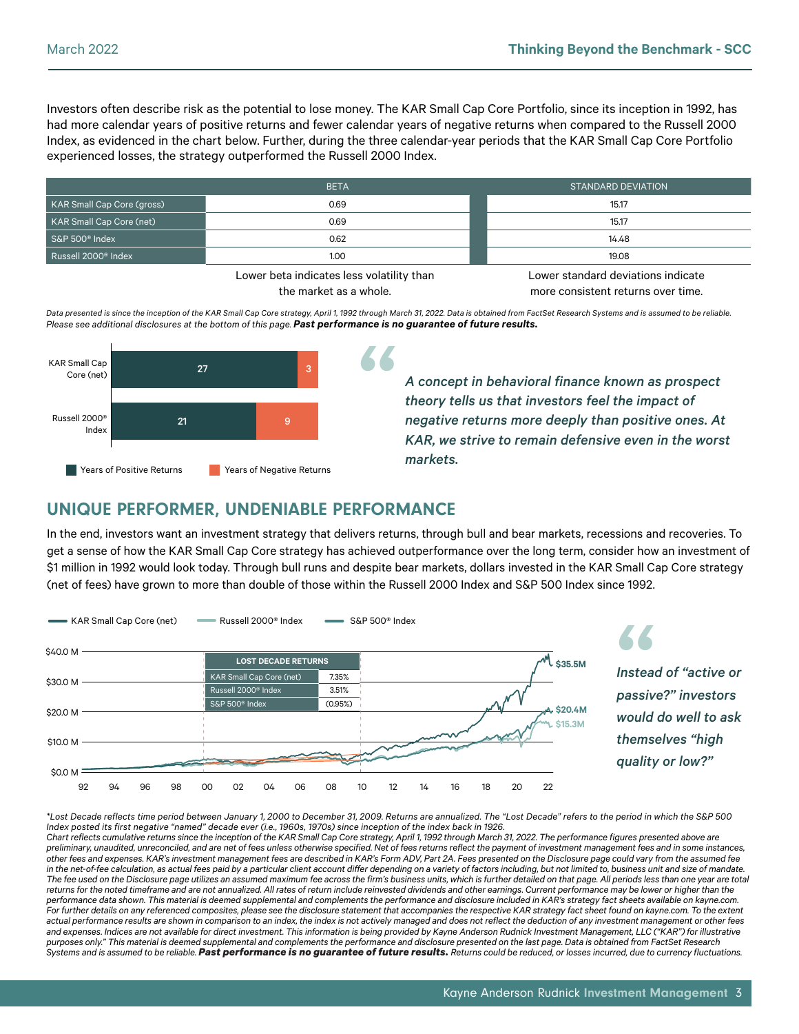Investors often describe risk as the potential to lose money. The KAR Small Cap Core Portfolio, since its inception in 1992, has had more calendar years of positive returns and fewer calendar years of negative returns when compared to the Russell 2000 Index, as evidenced in the chart below. Further, during the three calendar-year periods that the KAR Small Cap Core Portfolio experienced losses, the strategy outperformed the Russell 2000 Index.

| | BETA | STANDARD DEVIATION |
|---|---|---|
| KAR Small Cap Core (gross) | 0.69 | 15.17 |
| KAR Small Cap Core (net) | 0.69 | 15.17 |
| S&P 500® Index | 0.62 | 14.48 |
| Russell 2000® Index | 1.00 | 19.08 |
| | Lower beta indicates less volatility than the market as a whole. | Lower standard deviations indicate more consistent returns over time. |

*Data presented is since the inception of the KAR Small Cap Core strategy, April 1, 1992 through March 31, 2022. Data is obtained from FactSet Research Systems and is assumed to be reliable. Please see additional disclosures at the bottom of this page.* ***Past performance is no guarantee of future results.***

| | Years of Positive Returns | Years of Negative Returns |
|---|---|---|
| KAR Small Cap Core (net) | 27 | 3 |
| Russell 2000® Index | 21 | 9 |

> *A concept in behavioral finance known as prospect theory tells us that investors feel the impact of negative returns more deeply than positive ones. At KAR, we strive to remain defensive even in the worst markets.*

## UNIQUE PERFORMER, UNDENIABLE PERFORMANCE

In the end, investors want an investment strategy that delivers returns, through bull and bear markets, recessions and recoveries. To get a sense of how the KAR Small Cap Core strategy has achieved outperformance over the long term, consider how an investment of $1 million in 1992 would look today. Through bull runs and despite bear markets, dollars invested in the KAR Small Cap Core strategy (net of fees) have grown to more than double of those within the Russell 2000 Index and S&P 500 Index since 1992.

KAR Small Cap Core (net) — Russell 2000® Index — S&P 500® Index

Ending values: KAR Small Cap Core (net) $35.5M; S&P 500® Index $20.4M; Russell 2000® Index $15.3M

| LOST DECADE RETURNS | |
|---|---|
| KAR Small Cap Core (net) | 7.35% |
| Russell 2000® Index | 3.51% |
| S&P 500® Index | (0.95%) |

> *Instead of "active or passive?" investors would do well to ask themselves "high quality or low?"*

*\*Lost Decade reflects time period between January 1, 2000 to December 31, 2009. Returns are annualized. The "Lost Decade" refers to the period in which the S&P 500 Index posted its first negative "named" decade ever (i.e., 1960s, 1970s) since inception of the index back in 1926.*
*Chart reflects cumulative returns since the inception of the KAR Small Cap Core strategy, April 1, 1992 through March 31, 2022. The performance figures presented above are preliminary, unaudited, unreconciled, and are net of fees unless otherwise specified. Net of fees returns reflect the payment of investment management fees and in some instances, other fees and expenses. KAR's investment management fees are described in KAR's Form ADV, Part 2A. Fees presented on the Disclosure page could vary from the assumed fee in the net-of-fee calculation, as actual fees paid by a particular client account differ depending on a variety of factors including, but not limited to, business unit and size of mandate. The fee used on the Disclosure page utilizes an assumed maximum fee across the firm's business units, which is further detailed on that page. All periods less than one year are total returns for the noted timeframe and are not annualized. All rates of return include reinvested dividends and other earnings. Current performance may be lower or higher than the performance data shown. This material is deemed supplemental and complements the performance and disclosure included in KAR's strategy fact sheets available on kayne.com. For further details on any referenced composites, please see the disclosure statement that accompanies the respective KAR strategy fact sheet found on kayne.com. To the extent actual performance results are shown in comparison to an index, the index is not actively managed and does not reflect the deduction of any investment management or other fees and expenses. Indices are not available for direct investment. This information is being provided by Kayne Anderson Rudnick Investment Management, LLC ("KAR") for illustrative purposes only." This material is deemed supplemental and complements the performance and disclosure presented on the last page. Data is obtained from FactSet Research Systems and is assumed to be reliable.* ***Past performance is no guarantee of future results.*** *Returns could be reduced, or losses incurred, due to currency fluctuations.*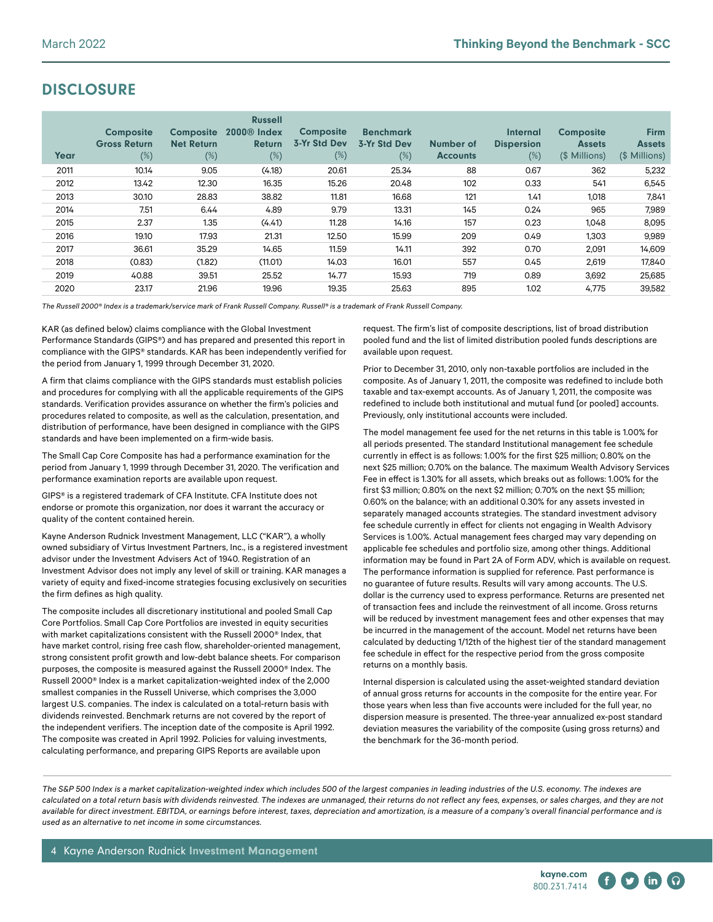## DISCLOSURE

| Year | Composite Gross Return (%) | Composite Net Return (%) | Russell 2000® Index Return (%) | Composite 3-Yr Std Dev (%) | Benchmark 3-Yr Std Dev (%) | Number of Accounts | Internal Dispersion (%) | Composite Assets ($ Millions) | Firm Assets ($ Millions) |
|---|---|---|---|---|---|---|---|---|---|
| 2011 | 10.14 | 9.05 | (4.18) | 20.61 | 25.34 | 88 | 0.67 | 362 | 5,232 |
| 2012 | 13.42 | 12.30 | 16.35 | 15.26 | 20.48 | 102 | 0.33 | 541 | 6,545 |
| 2013 | 30.10 | 28.83 | 38.82 | 11.81 | 16.68 | 121 | 1.41 | 1,018 | 7,841 |
| 2014 | 7.51 | 6.44 | 4.89 | 9.79 | 13.31 | 145 | 0.24 | 965 | 7,989 |
| 2015 | 2.37 | 1.35 | (4.41) | 11.28 | 14.16 | 157 | 0.23 | 1,048 | 8,095 |
| 2016 | 19.10 | 17.93 | 21.31 | 12.50 | 15.99 | 209 | 0.49 | 1,303 | 9,989 |
| 2017 | 36.61 | 35.29 | 14.65 | 11.59 | 14.11 | 392 | 0.70 | 2,091 | 14,609 |
| 2018 | (0.83) | (1.82) | (11.01) | 14.03 | 16.01 | 557 | 0.45 | 2,619 | 17,840 |
| 2019 | 40.88 | 39.51 | 25.52 | 14.77 | 15.93 | 719 | 0.89 | 3,692 | 25,685 |
| 2020 | 23.17 | 21.96 | 19.96 | 19.35 | 25.63 | 895 | 1.02 | 4,775 | 39,582 |

*The Russell 2000® Index is a trademark/service mark of Frank Russell Company. Russell® is a trademark of Frank Russell Company.*

KAR (as defined below) claims compliance with the Global Investment Performance Standards (GIPS®) and has prepared and presented this report in compliance with the GIPS® standards. KAR has been independently verified for the period from January 1, 1999 through December 31, 2020.

A firm that claims compliance with the GIPS standards must establish policies and procedures for complying with all the applicable requirements of the GIPS standards. Verification provides assurance on whether the firm's policies and procedures related to composite, as well as the calculation, presentation, and distribution of performance, have been designed in compliance with the GIPS standards and have been implemented on a firm-wide basis.

The Small Cap Core Composite has had a performance examination for the period from January 1, 1999 through December 31, 2020. The verification and performance examination reports are available upon request.

GIPS® is a registered trademark of CFA Institute. CFA Institute does not endorse or promote this organization, nor does it warrant the accuracy or quality of the content contained herein.

Kayne Anderson Rudnick Investment Management, LLC ("KAR"), a wholly owned subsidiary of Virtus Investment Partners, Inc., is a registered investment advisor under the Investment Advisers Act of 1940. Registration of an Investment Advisor does not imply any level of skill or training. KAR manages a variety of equity and fixed-income strategies focusing exclusively on securities the firm defines as high quality.

The composite includes all discretionary institutional and pooled Small Cap Core Portfolios. Small Cap Core Portfolios are invested in equity securities with market capitalizations consistent with the Russell 2000® Index, that have market control, rising free cash flow, shareholder-oriented management, strong consistent profit growth and low-debt balance sheets. For comparison purposes, the composite is measured against the Russell 2000® Index. The Russell 2000® Index is a market capitalization-weighted index of the 2,000 smallest companies in the Russell Universe, which comprises the 3,000 largest U.S. companies. The index is calculated on a total-return basis with dividends reinvested. Benchmark returns are not covered by the report of the independent verifiers. The inception date of the composite is April 1992. The composite was created in April 1992. Policies for valuing investments, calculating performance, and preparing GIPS Reports are available upon request. The firm's list of composite descriptions, list of broad distribution pooled fund and the list of limited distribution pooled funds descriptions are available upon request.

Prior to December 31, 2010, only non-taxable portfolios are included in the composite. As of January 1, 2011, the composite was redefined to include both taxable and tax-exempt accounts. As of January 1, 2011, the composite was redefined to include both institutional and mutual fund [or pooled] accounts. Previously, only institutional accounts were included.

The model management fee used for the net returns in this table is 1.00% for all periods presented. The standard Institutional management fee schedule currently in effect is as follows: 1.00% for the first $25 million; 0.80% on the next $25 million; 0.70% on the balance. The maximum Wealth Advisory Services Fee in effect is 1.30% for all assets, which breaks out as follows: 1.00% for the first $3 million; 0.80% on the next $2 million; 0.70% on the next $5 million; 0.60% on the balance; with an additional 0.30% for any assets invested in separately managed accounts strategies. The standard investment advisory fee schedule currently in effect for clients not engaging in Wealth Advisory Services is 1.00%. Actual management fees charged may vary depending on applicable fee schedules and portfolio size, among other things. Additional information may be found in Part 2A of Form ADV, which is available on request. The performance information is supplied for reference. Past performance is no guarantee of future results. Results will vary among accounts. The U.S. dollar is the currency used to express performance. Returns are presented net of transaction fees and include the reinvestment of all income. Gross returns will be reduced by investment management fees and other expenses that may be incurred in the management of the account. Model net returns have been calculated by deducting 1/12th of the highest tier of the standard management fee schedule in effect for the respective period from the gross composite returns on a monthly basis.

Internal dispersion is calculated using the asset-weighted standard deviation of annual gross returns for accounts in the composite for the entire year. For those years when less than five accounts were included for the full year, no dispersion measure is presented. The three-year annualized ex-post standard deviation measures the variability of the composite (using gross returns) and the benchmark for the 36-month period.

*The S&P 500 Index is a market capitalization-weighted index which includes 500 of the largest companies in leading industries of the U.S. economy. The indexes are calculated on a total return basis with dividends reinvested. The indexes are unmanaged, their returns do not reflect any fees, expenses, or sales charges, and they are not available for direct investment. EBITDA, or earnings before interest, taxes, depreciation and amortization, is a measure of a company's overall financial performance and is used as an alternative to net income in some circumstances.*

kayne.com
800.231.7414